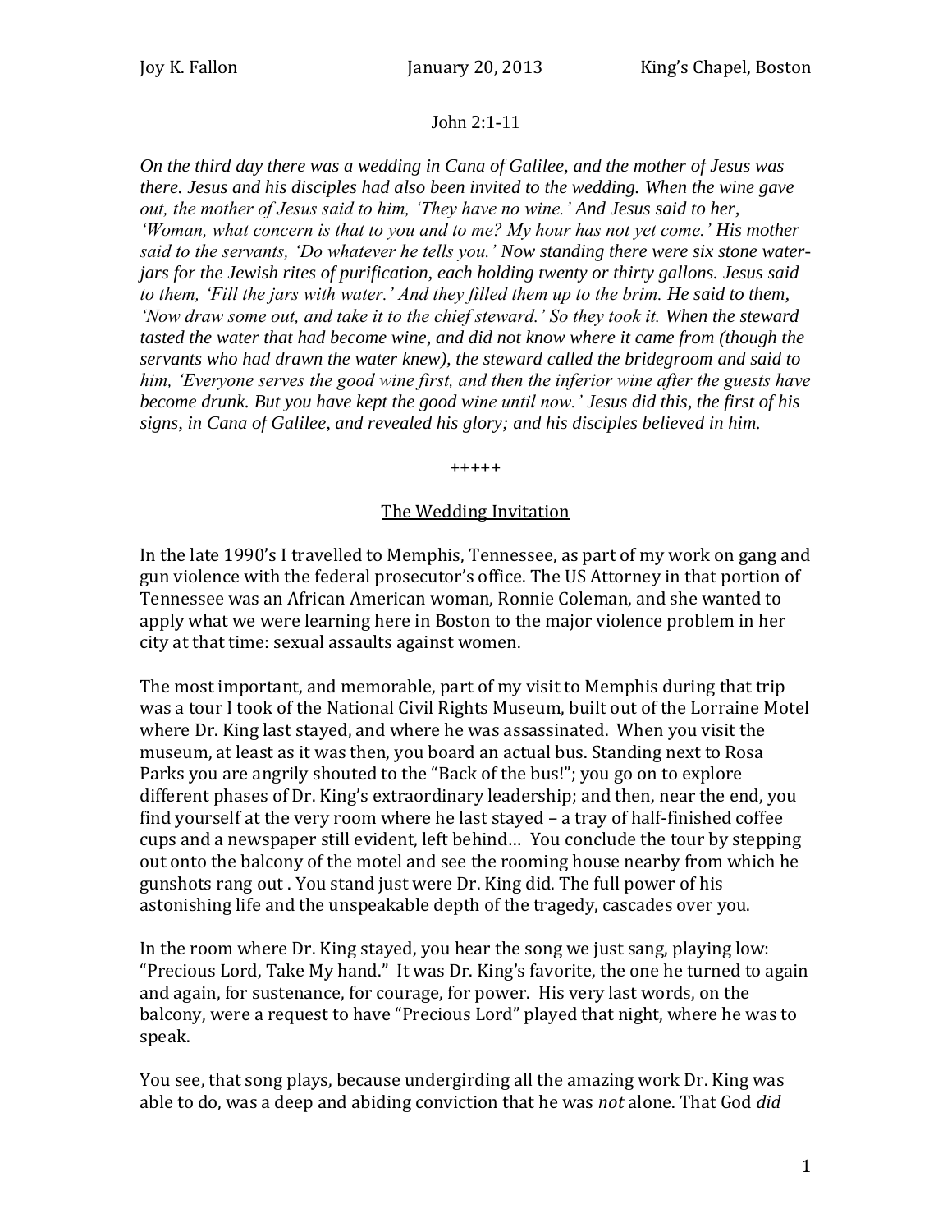Joy K. Fallon January 20, 2013 King's Chapel, Boston

John 2:1-11

*On the third day there was a wedding in Cana of Galilee, and the mother of Jesus was there. Jesus and his disciples had also been invited to the wedding. When the wine gave out, the mother of Jesus said to him, 'They have no wine.' And Jesus said to her, 'Woman, what concern is that to you and to me? My hour has not yet come.' His mother said to the servants, 'Do whatever he tells you.' Now standing there were six stone water-jars for the Jewish rites of purification, each holding twenty or thirty gallons. Jesus said to them, 'Fill the jars with water.' And they filled them up to the brim. He said to them, 'Now draw some out, and take it to the chief steward.' So they took it. When the steward tasted the water that had become wine, and did not know where it came from (though the servants who had drawn the water knew), the steward called the bridegroom and said to him, 'Everyone serves the good wine first, and then the inferior wine after the guests have become drunk. But you have kept the good wine until now.' Jesus did this, the first of his signs, in Cana of Galilee, and revealed his glory; and his disciples believed in him.*

+++++

## The Wedding Invitation

In the late 1990's I travelled to Memphis, Tennessee, as part of my work on gang and gun violence with the federal prosecutor's office. The US Attorney in that portion of Tennessee was an African American woman, Ronnie Coleman, and she wanted to apply what we were learning here in Boston to the major violence problem in her city at that time: sexual assaults against women.

The most important, and memorable, part of my visit to Memphis during that trip was a tour I took of the National Civil Rights Museum, built out of the Lorraine Motel where Dr. King last stayed, and where he was assassinated. When you visit the museum, at least as it was then, you board an actual bus. Standing next to Rosa Parks you are angrily shouted to the "Back of the bus!"; you go on to explore different phases of Dr. King's extraordinary leadership; and then, near the end, you find yourself at the very room where he last stayed – a tray of half-finished coffee cups and a newspaper still evident, left behind… You conclude the tour by stepping out onto the balcony of the motel and see the rooming house nearby from which he gunshots rang out . You stand just were Dr. King did. The full power of his astonishing life and the unspeakable depth of the tragedy, cascades over you.

In the room where Dr. King stayed, you hear the song we just sang, playing low: "Precious Lord, Take My hand." It was Dr. King's favorite, the one he turned to again and again, for sustenance, for courage, for power. His very last words, on the balcony, were a request to have "Precious Lord" played that night, where he was to speak.

You see, that song plays, because undergirding all the amazing work Dr. King was able to do, was a deep and abiding conviction that he was *not* alone. That God *did*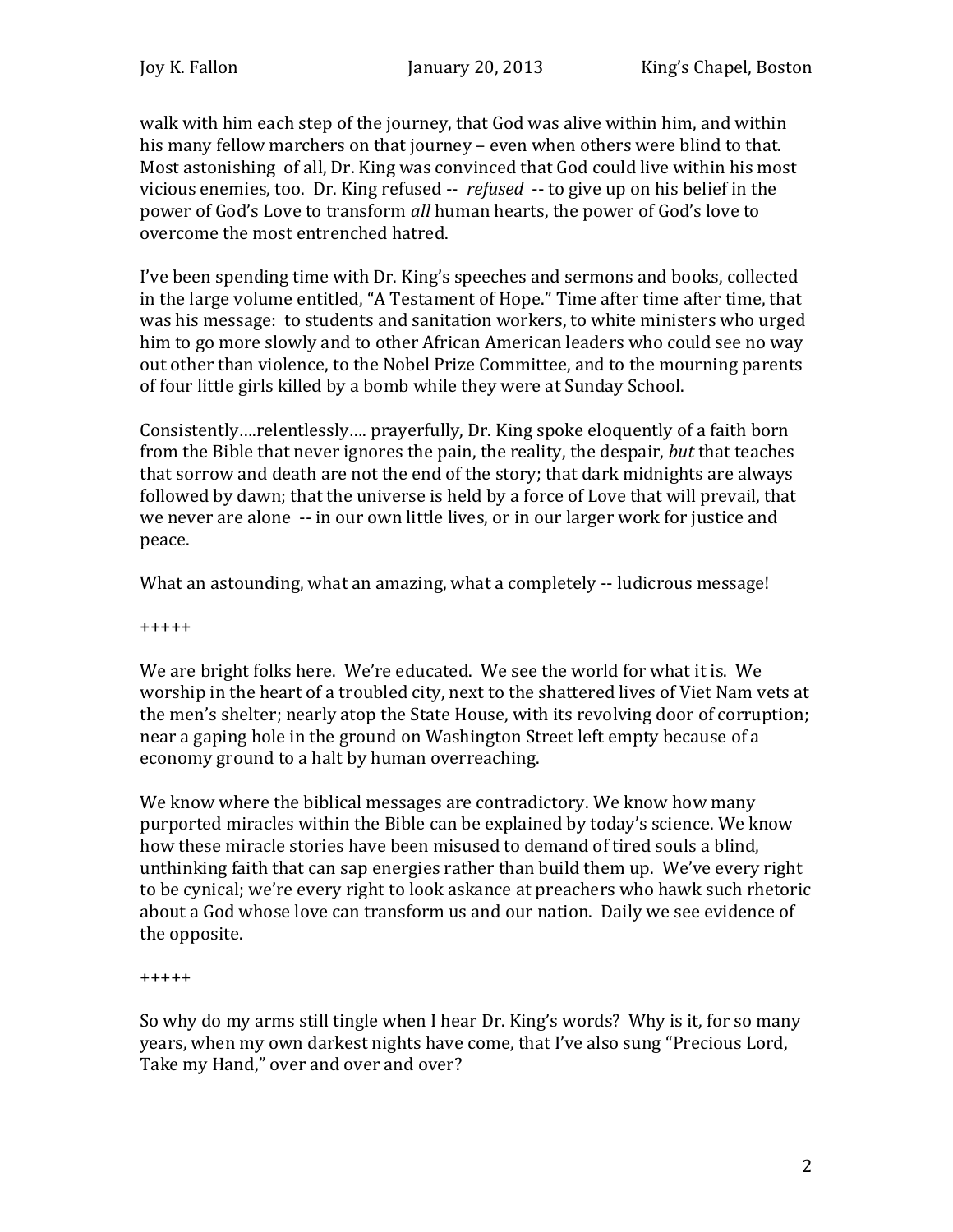walk with him each step of the journey, that God was alive within him, and within his many fellow marchers on that journey – even when others were blind to that. Most astonishing of all, Dr. King was convinced that God could live within his most vicious enemies, too. Dr. King refused -- *refused* -- to give up on his belief in the power of God's Love to transform *all* human hearts, the power of God's love to overcome the most entrenched hatred.

I've been spending time with Dr. King's speeches and sermons and books, collected in the large volume entitled, "A Testament of Hope." Time after time after time, that was his message: to students and sanitation workers, to white ministers who urged him to go more slowly and to other African American leaders who could see no way out other than violence, to the Nobel Prize Committee, and to the mourning parents of four little girls killed by a bomb while they were at Sunday School.

Consistently….relentlessly…. prayerfully, Dr. King spoke eloquently of a faith born from the Bible that never ignores the pain, the reality, the despair, *but* that teaches that sorrow and death are not the end of the story; that dark midnights are always followed by dawn; that the universe is held by a force of Love that will prevail, that we never are alone -- in our own little lives, or in our larger work for justice and peace.

What an astounding, what an amazing, what a completely -- ludicrous message!

+++++

We are bright folks here. We're educated. We see the world for what it is. We worship in the heart of a troubled city, next to the shattered lives of Viet Nam vets at the men's shelter; nearly atop the State House, with its revolving door of corruption; near a gaping hole in the ground on Washington Street left empty because of a economy ground to a halt by human overreaching.

We know where the biblical messages are contradictory. We know how many purported miracles within the Bible can be explained by today's science. We know how these miracle stories have been misused to demand of tired souls a blind, unthinking faith that can sap energies rather than build them up. We've every right to be cynical; we're every right to look askance at preachers who hawk such rhetoric about a God whose love can transform us and our nation. Daily we see evidence of the opposite.

+++++

So why do my arms still tingle when I hear Dr. King's words? Why is it, for so many years, when my own darkest nights have come, that I've also sung "Precious Lord, Take my Hand," over and over and over?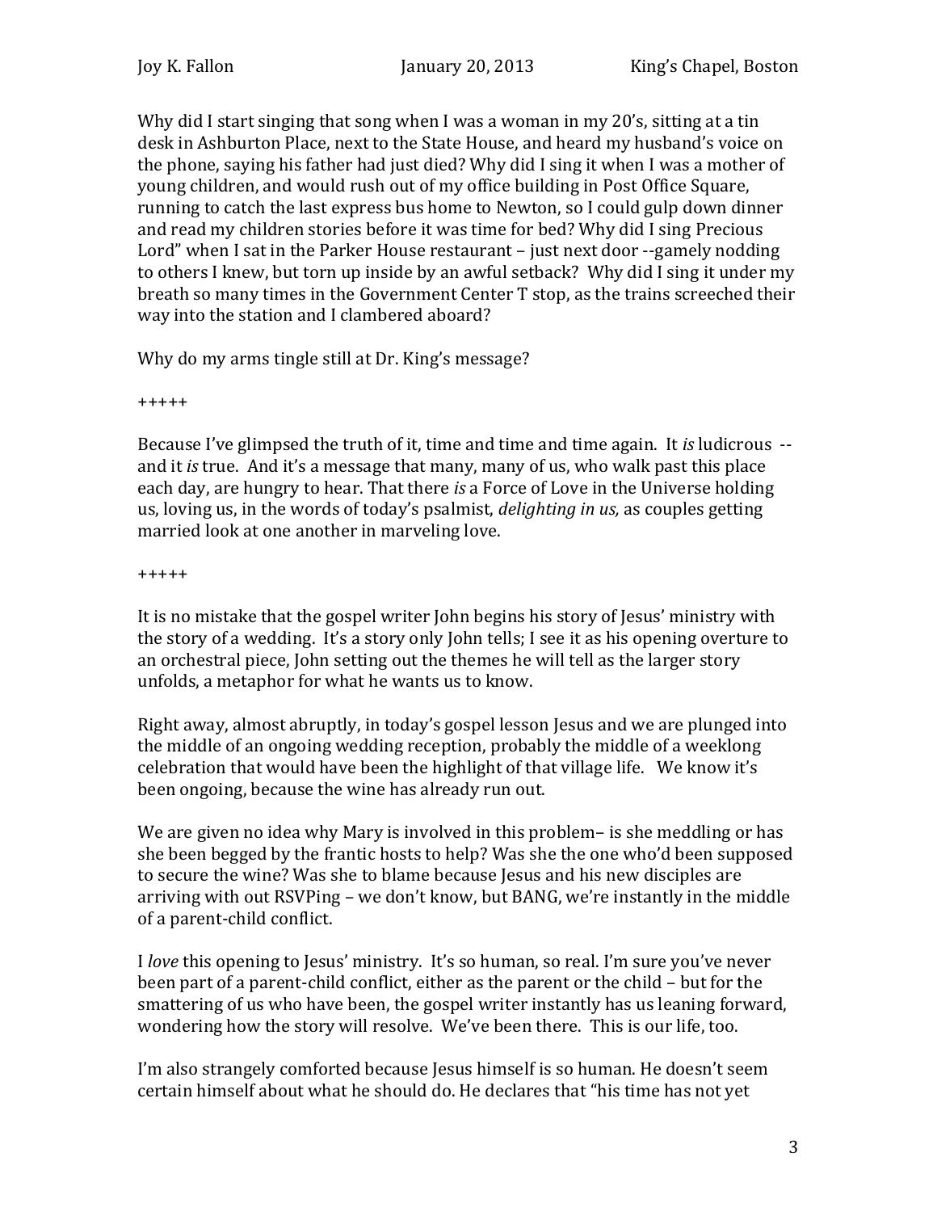Why did I start singing that song when I was a woman in my 20's, sitting at a tin desk in Ashburton Place, next to the State House, and heard my husband's voice on the phone, saying his father had just died? Why did I sing it when I was a mother of young children, and would rush out of my office building in Post Office Square, running to catch the last express bus home to Newton, so I could gulp down dinner and read my children stories before it was time for bed? Why did I sing Precious Lord" when I sat in the Parker House restaurant – just next door --gamely nodding to others I knew, but torn up inside by an awful setback? Why did I sing it under my breath so many times in the Government Center T stop, as the trains screeched their way into the station and I clambered aboard?

Why do my arms tingle still at Dr. King's message?

+++++

Because I've glimpsed the truth of it, time and time and time again. It *is* ludicrous -- and it *is* true. And it's a message that many, many of us, who walk past this place each day, are hungry to hear. That there *is* a Force of Love in the Universe holding us, loving us, in the words of today's psalmist, *delighting in us,* as couples getting married look at one another in marveling love.

+++++

It is no mistake that the gospel writer John begins his story of Jesus' ministry with the story of a wedding. It's a story only John tells; I see it as his opening overture to an orchestral piece, John setting out the themes he will tell as the larger story unfolds, a metaphor for what he wants us to know.

Right away, almost abruptly, in today's gospel lesson Jesus and we are plunged into the middle of an ongoing wedding reception, probably the middle of a weeklong celebration that would have been the highlight of that village life. We know it's been ongoing, because the wine has already run out.

We are given no idea why Mary is involved in this problem– is she meddling or has she been begged by the frantic hosts to help? Was she the one who'd been supposed to secure the wine? Was she to blame because Jesus and his new disciples are arriving with out RSVPing – we don't know, but BANG, we're instantly in the middle of a parent-child conflict.

I *love* this opening to Jesus' ministry. It's so human, so real. I'm sure you've never been part of a parent-child conflict, either as the parent or the child – but for the smattering of us who have been, the gospel writer instantly has us leaning forward, wondering how the story will resolve. We've been there. This is our life, too.

I'm also strangely comforted because Jesus himself is so human. He doesn't seem certain himself about what he should do. He declares that "his time has not yet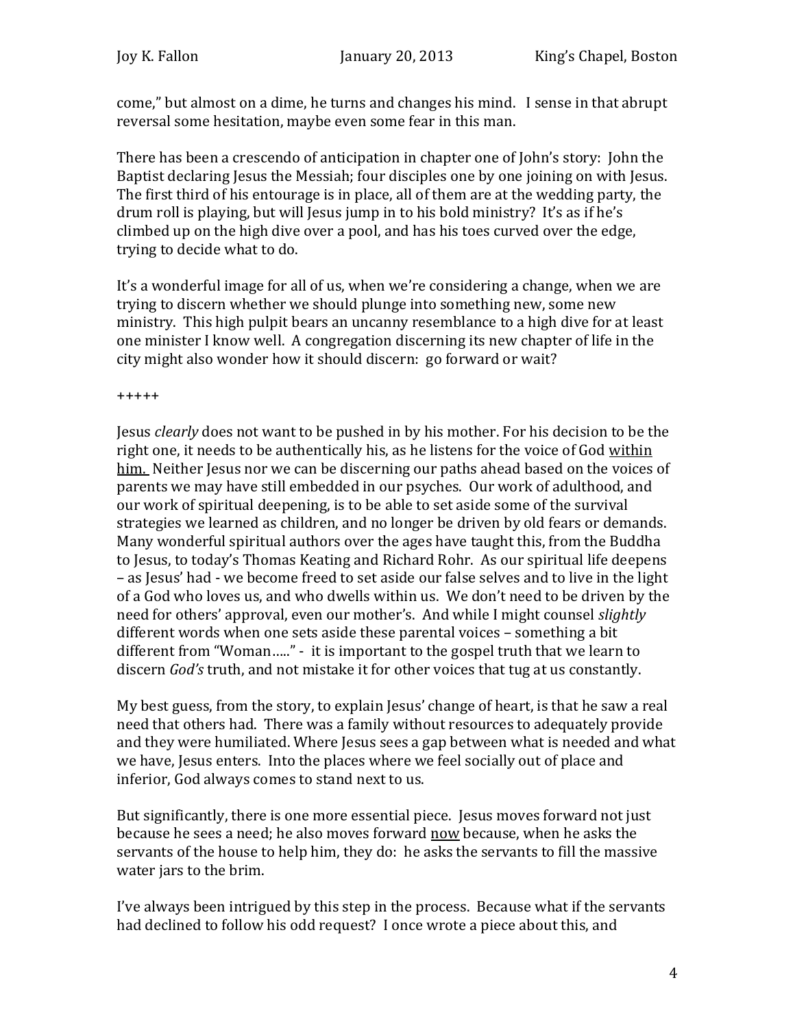come," but almost on a dime, he turns and changes his mind. I sense in that abrupt reversal some hesitation, maybe even some fear in this man.

There has been a crescendo of anticipation in chapter one of John's story: John the Baptist declaring Jesus the Messiah; four disciples one by one joining on with Jesus. The first third of his entourage is in place, all of them are at the wedding party, the drum roll is playing, but will Jesus jump in to his bold ministry? It's as if he's climbed up on the high dive over a pool, and has his toes curved over the edge, trying to decide what to do.

It's a wonderful image for all of us, when we're considering a change, when we are trying to discern whether we should plunge into something new, some new ministry. This high pulpit bears an uncanny resemblance to a high dive for at least one minister I know well. A congregation discerning its new chapter of life in the city might also wonder how it should discern: go forward or wait?

+++++

Jesus *clearly* does not want to be pushed in by his mother. For his decision to be the right one, it needs to be authentically his, as he listens for the voice of God <u>within him.</u> Neither Jesus nor we can be discerning our paths ahead based on the voices of parents we may have still embedded in our psyches. Our work of adulthood, and our work of spiritual deepening, is to be able to set aside some of the survival strategies we learned as children, and no longer be driven by old fears or demands. Many wonderful spiritual authors over the ages have taught this, from the Buddha to Jesus, to today's Thomas Keating and Richard Rohr. As our spiritual life deepens – as Jesus' had - we become freed to set aside our false selves and to live in the light of a God who loves us, and who dwells within us. We don't need to be driven by the need for others' approval, even our mother's. And while I might counsel *slightly* different words when one sets aside these parental voices – something a bit different from "Woman….." - it is important to the gospel truth that we learn to discern *God's* truth, and not mistake it for other voices that tug at us constantly.

My best guess, from the story, to explain Jesus' change of heart, is that he saw a real need that others had. There was a family without resources to adequately provide and they were humiliated. Where Jesus sees a gap between what is needed and what we have, Jesus enters. Into the places where we feel socially out of place and inferior, God always comes to stand next to us.

But significantly, there is one more essential piece. Jesus moves forward not just because he sees a need; he also moves forward <u>now</u> because, when he asks the servants of the house to help him, they do: he asks the servants to fill the massive water jars to the brim.

I've always been intrigued by this step in the process. Because what if the servants had declined to follow his odd request? I once wrote a piece about this, and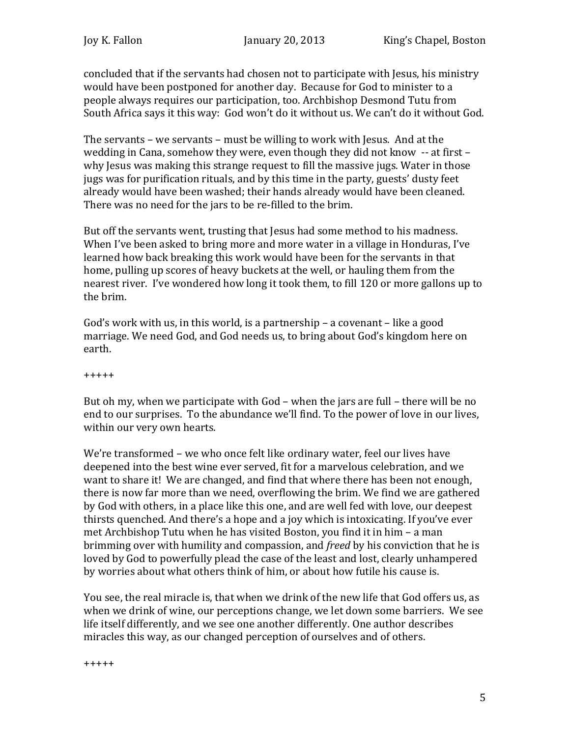concluded that if the servants had chosen not to participate with Jesus, his ministry would have been postponed for another day. Because for God to minister to a people always requires our participation, too. Archbishop Desmond Tutu from South Africa says it this way: God won't do it without us. We can't do it without God.

The servants – we servants – must be willing to work with Jesus. And at the wedding in Cana, somehow they were, even though they did not know -- at first – why Jesus was making this strange request to fill the massive jugs. Water in those jugs was for purification rituals, and by this time in the party, guests' dusty feet already would have been washed; their hands already would have been cleaned. There was no need for the jars to be re-filled to the brim.

But off the servants went, trusting that Jesus had some method to his madness. When I've been asked to bring more and more water in a village in Honduras, I've learned how back breaking this work would have been for the servants in that home, pulling up scores of heavy buckets at the well, or hauling them from the nearest river. I've wondered how long it took them, to fill 120 or more gallons up to the brim.

God's work with us, in this world, is a partnership – a covenant – like a good marriage. We need God, and God needs us, to bring about God's kingdom here on earth.

+++++

But oh my, when we participate with God – when the jars are full – there will be no end to our surprises. To the abundance we'll find. To the power of love in our lives, within our very own hearts.

We're transformed – we who once felt like ordinary water, feel our lives have deepened into the best wine ever served, fit for a marvelous celebration, and we want to share it! We are changed, and find that where there has been not enough, there is now far more than we need, overflowing the brim. We find we are gathered by God with others, in a place like this one, and are well fed with love, our deepest thirsts quenched. And there's a hope and a joy which is intoxicating. If you've ever met Archbishop Tutu when he has visited Boston, you find it in him – a man brimming over with humility and compassion, and *freed* by his conviction that he is loved by God to powerfully plead the case of the least and lost, clearly unhampered by worries about what others think of him, or about how futile his cause is.

You see, the real miracle is, that when we drink of the new life that God offers us, as when we drink of wine, our perceptions change, we let down some barriers. We see life itself differently, and we see one another differently. One author describes miracles this way, as our changed perception of ourselves and of others.

+++++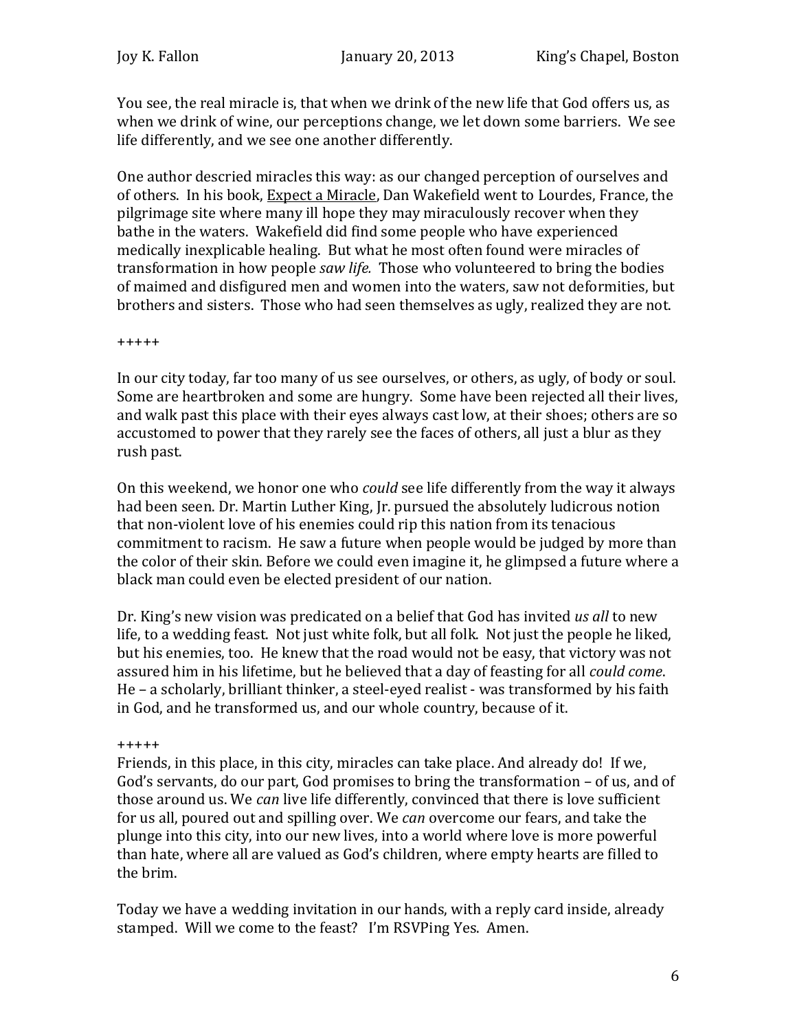You see, the real miracle is, that when we drink of the new life that God offers us, as when we drink of wine, our perceptions change, we let down some barriers. We see life differently, and we see one another differently.

One author descried miracles this way: as our changed perception of ourselves and of others. In his book, Expect a Miracle, Dan Wakefield went to Lourdes, France, the pilgrimage site where many ill hope they may miraculously recover when they bathe in the waters. Wakefield did find some people who have experienced medically inexplicable healing. But what he most often found were miracles of transformation in how people *saw life.* Those who volunteered to bring the bodies of maimed and disfigured men and women into the waters, saw not deformities, but brothers and sisters. Those who had seen themselves as ugly, realized they are not.

+++++

In our city today, far too many of us see ourselves, or others, as ugly, of body or soul. Some are heartbroken and some are hungry. Some have been rejected all their lives, and walk past this place with their eyes always cast low, at their shoes; others are so accustomed to power that they rarely see the faces of others, all just a blur as they rush past.

On this weekend, we honor one who *could* see life differently from the way it always had been seen. Dr. Martin Luther King, Jr. pursued the absolutely ludicrous notion that non-violent love of his enemies could rip this nation from its tenacious commitment to racism. He saw a future when people would be judged by more than the color of their skin. Before we could even imagine it, he glimpsed a future where a black man could even be elected president of our nation.

Dr. King's new vision was predicated on a belief that God has invited *us all* to new life, to a wedding feast. Not just white folk, but all folk. Not just the people he liked, but his enemies, too. He knew that the road would not be easy, that victory was not assured him in his lifetime, but he believed that a day of feasting for all *could come*. He – a scholarly, brilliant thinker, a steel-eyed realist - was transformed by his faith in God, and he transformed us, and our whole country, because of it.

+++++

Friends, in this place, in this city, miracles can take place. And already do! If we, God's servants, do our part, God promises to bring the transformation – of us, and of those around us. We *can* live life differently, convinced that there is love sufficient for us all, poured out and spilling over. We *can* overcome our fears, and take the plunge into this city, into our new lives, into a world where love is more powerful than hate, where all are valued as God's children, where empty hearts are filled to the brim.

Today we have a wedding invitation in our hands, with a reply card inside, already stamped. Will we come to the feast? I'm RSVPing Yes. Amen.